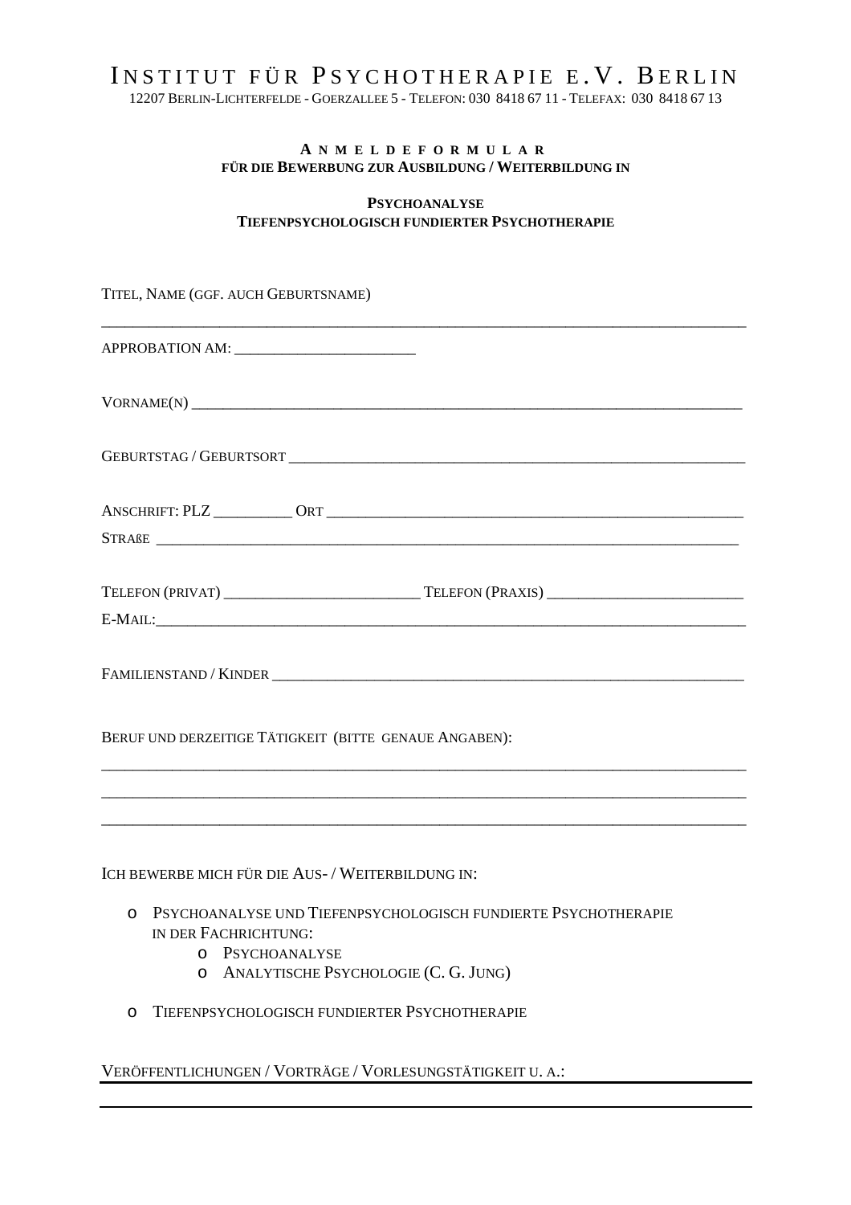# Institut für Psychotherapie e.V. Berlin

12207 Berlin-Lichterfelde - Goerzallee 5 - Telefon: 030 8418 67 11 - Telefax: 030 8418 67 13

## Anmeldeformular

**für die Bewerbung zur Ausbildung / Weiterbildung in**

**Psychoanalyse**
**Tiefenpsychologisch fundierter Psychotherapie**

Titel, Name (ggf. auch Geburtsname)

_______________________________________________________________________________

Approbation am: _______________________

Vorname(n) _______________________________________________________________________

Geburtstag / Geburtsort ___________________________________________________________

Anschrift: PLZ __________ Ort ____________________________________________________

Straße ___________________________________________________________________________

Telefon (privat) ________________________ Telefon (Praxis) ________________________

E-Mail: __________________________________________________________________________

Familienstand / Kinder _____________________________________________________________

Beruf und derzeitige Tätigkeit (bitte genaue Angaben):

_______________________________________________________________________________

_______________________________________________________________________________

_______________________________________________________________________________

Ich bewerbe mich für die Aus- / Weiterbildung in:

- o Psychoanalyse und Tiefenpsychologisch fundierte Psychotherapie in der Fachrichtung:
  - o Psychoanalyse
  - o Analytische Psychologie (C. G. Jung)
- o Tiefenpsychologisch fundierter Psychotherapie

Veröffentlichungen / Vorträge / Vorlesungstätigkeit u. a.:

_______________________________________________________________________________

_______________________________________________________________________________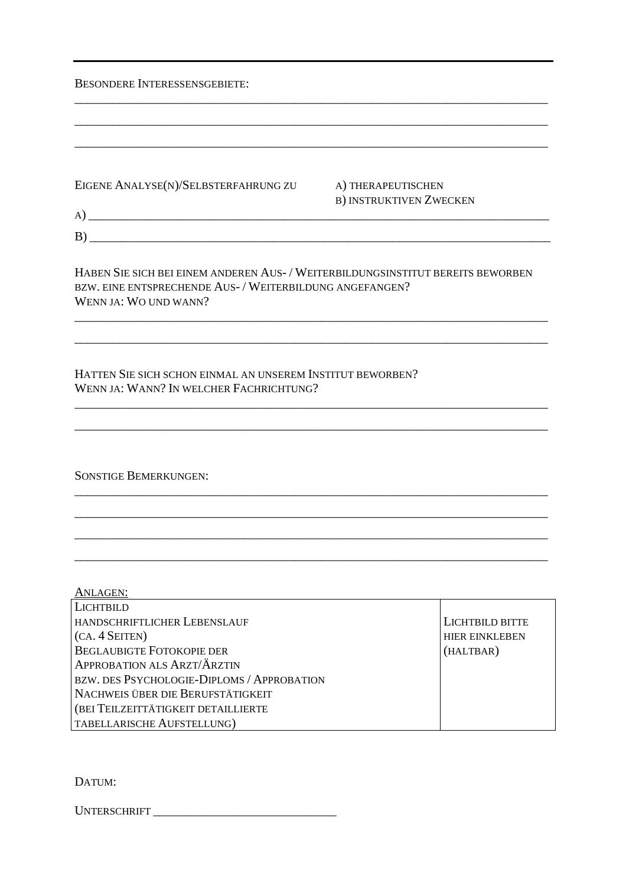Besondere Interessensgebiete:

______________________________________________________________________________

______________________________________________________________________________

______________________________________________________________________________

Eigene Analyse(n)/Selbsterfahrung zu a) therapeutischen
b) instruktiven Zwecken

a) ____________________________________________________________________________

b) ____________________________________________________________________________

Haben Sie sich bei einem anderen Aus- / Weiterbildungsinstitut bereits beworben bzw. eine entsprechende Aus- / Weiterbildung angefangen?
Wenn ja: Wo und wann?

______________________________________________________________________________

______________________________________________________________________________

Hatten Sie sich schon einmal an unserem Institut beworben?
Wenn ja: Wann? In welcher Fachrichtung?

______________________________________________________________________________

______________________________________________________________________________

Sonstige Bemerkungen:

______________________________________________________________________________

______________________________________________________________________________

______________________________________________________________________________

______________________________________________________________________________

<u>Anlagen:</u>

| | |
|---|---|
| Lichtbild<br>handschriftlicher Lebenslauf<br>(ca. 4 Seiten)<br>Beglaubigte Fotokopie der<br>Approbation als Arzt/Ärztin<br>bzw. des Psychologie-Diploms / Approbation<br>Nachweis über die Berufstätigkeit<br>(bei Teilzeittätigkeit detaillierte<br>tabellarische Aufstellung) | Lichtbild bitte<br>hier einkleben<br>(haltbar) |

Datum:

Unterschrift ______________________________